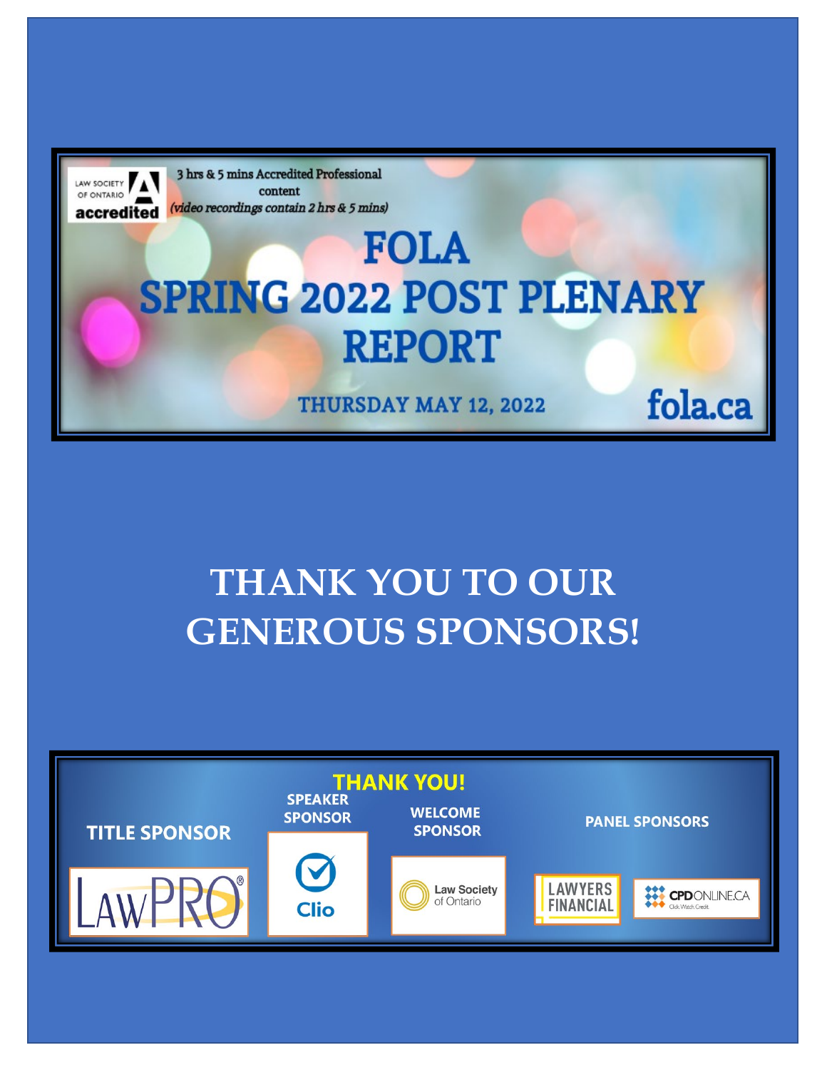LAW SOCIETY OF ONTARIO accredited

3 hrs & 5 mins Accredited Professional content

*(video recordings contain 2 hrs & 5 mins)*

# FOLA SPRING 2022 POST PLENARY REPORT

THURSDAY MAY 12, 2022

fola.ca

# THANK YOU TO OUR GENEROUS SPONSORS!

**THANK YOU!**

**TITLE SPONSOR**

LawPRO

**SPEAKER SPONSOR**

Clio

**WELCOME SPONSOR**

Law Society of Ontario

**PANEL SPONSORS**

LAWYERS FINANCIAL

CPDONLINE.CA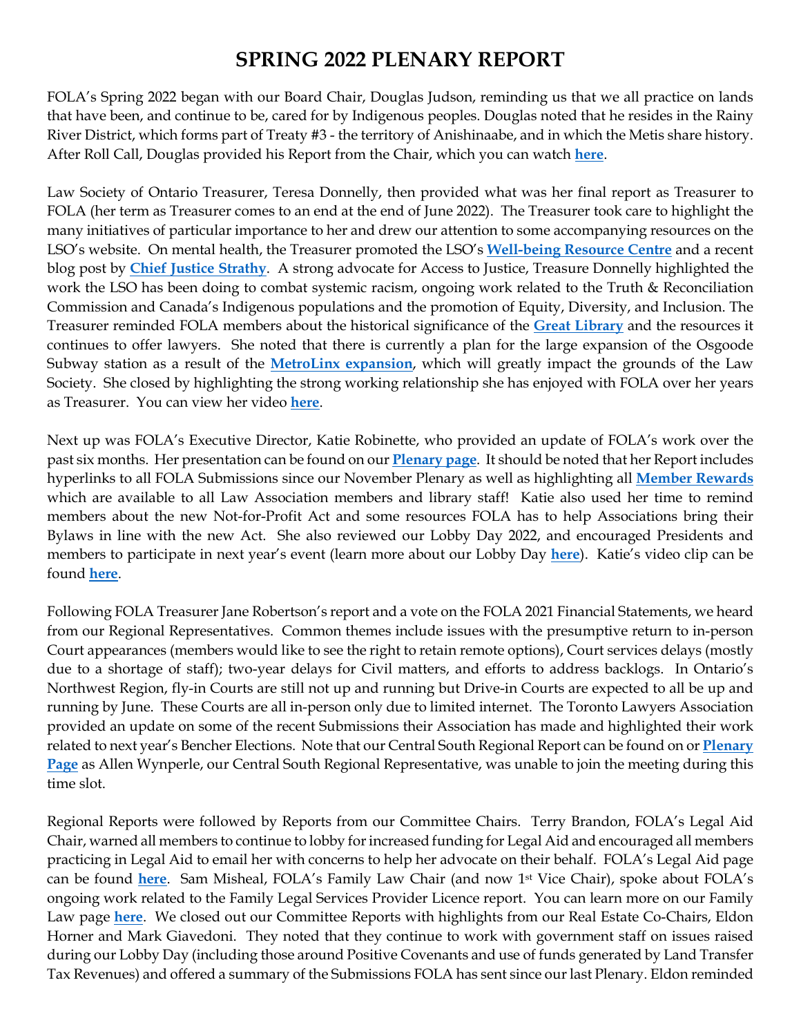# SPRING 2022 PLENARY REPORT

FOLA's Spring 2022 began with our Board Chair, Douglas Judson, reminding us that we all practice on lands that have been, and continue to be, cared for by Indigenous peoples. Douglas noted that he resides in the Rainy River District, which forms part of Treaty #3 - the territory of Anishinaabe, and in which the Metis share history. After Roll Call, Douglas provided his Report from the Chair, which you can watch **here**.

Law Society of Ontario Treasurer, Teresa Donnelly, then provided what was her final report as Treasurer to FOLA (her term as Treasurer comes to an end at the end of June 2022). The Treasurer took care to highlight the many initiatives of particular importance to her and drew our attention to some accompanying resources on the LSO's website. On mental health, the Treasurer promoted the LSO's **Well-being Resource Centre** and a recent blog post by **Chief Justice Strathy**. A strong advocate for Access to Justice, Treasure Donnelly highlighted the work the LSO has been doing to combat systemic racism, ongoing work related to the Truth & Reconciliation Commission and Canada's Indigenous populations and the promotion of Equity, Diversity, and Inclusion. The Treasurer reminded FOLA members about the historical significance of the **Great Library** and the resources it continues to offer lawyers. She noted that there is currently a plan for the large expansion of the Osgoode Subway station as a result of the **MetroLinx expansion**, which will greatly impact the grounds of the Law Society. She closed by highlighting the strong working relationship she has enjoyed with FOLA over her years as Treasurer. You can view her video **here**.

Next up was FOLA's Executive Director, Katie Robinette, who provided an update of FOLA's work over the past six months. Her presentation can be found on our **Plenary page**. It should be noted that her Report includes hyperlinks to all FOLA Submissions since our November Plenary as well as highlighting all **Member Rewards** which are available to all Law Association members and library staff! Katie also used her time to remind members about the new Not-for-Profit Act and some resources FOLA has to help Associations bring their Bylaws in line with the new Act. She also reviewed our Lobby Day 2022, and encouraged Presidents and members to participate in next year's event (learn more about our Lobby Day **here**). Katie's video clip can be found **here**.

Following FOLA Treasurer Jane Robertson's report and a vote on the FOLA 2021 Financial Statements, we heard from our Regional Representatives. Common themes include issues with the presumptive return to in-person Court appearances (members would like to see the right to retain remote options), Court services delays (mostly due to a shortage of staff); two-year delays for Civil matters, and efforts to address backlogs. In Ontario's Northwest Region, fly-in Courts are still not up and running but Drive-in Courts are expected to all be up and running by June. These Courts are all in-person only due to limited internet. The Toronto Lawyers Association provided an update on some of the recent Submissions their Association has made and highlighted their work related to next year's Bencher Elections. Note that our Central South Regional Report can be found on or **Plenary Page** as Allen Wynperle, our Central South Regional Representative, was unable to join the meeting during this time slot.

Regional Reports were followed by Reports from our Committee Chairs. Terry Brandon, FOLA's Legal Aid Chair, warned all members to continue to lobby for increased funding for Legal Aid and encouraged all members practicing in Legal Aid to email her with concerns to help her advocate on their behalf. FOLA's Legal Aid page can be found **here**. Sam Misheal, FOLA's Family Law Chair (and now 1st Vice Chair), spoke about FOLA's ongoing work related to the Family Legal Services Provider Licence report. You can learn more on our Family Law page **here**. We closed out our Committee Reports with highlights from our Real Estate Co-Chairs, Eldon Horner and Mark Giavedoni. They noted that they continue to work with government staff on issues raised during our Lobby Day (including those around Positive Covenants and use of funds generated by Land Transfer Tax Revenues) and offered a summary of the Submissions FOLA has sent since our last Plenary. Eldon reminded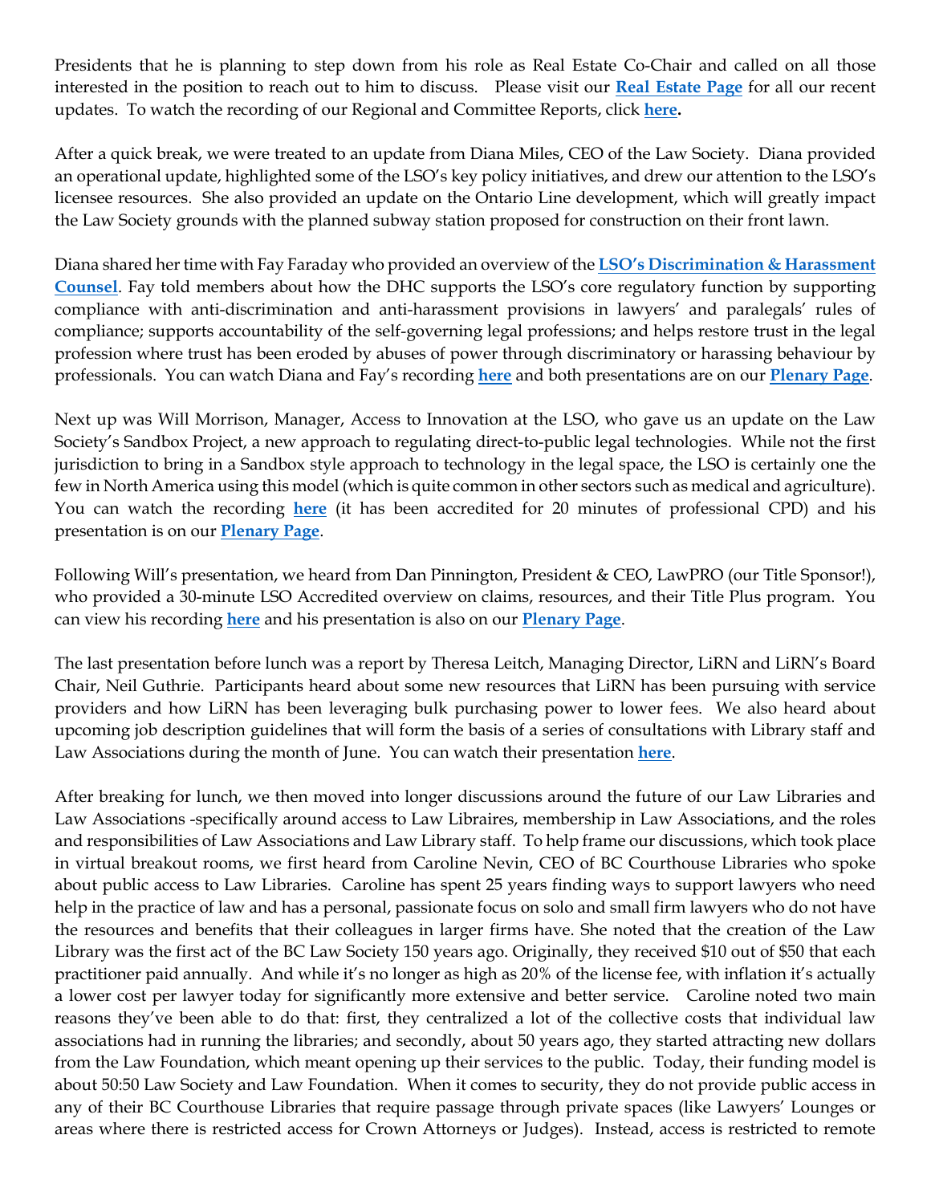Presidents that he is planning to step down from his role as Real Estate Co-Chair and called on all those interested in the position to reach out to him to discuss. Please visit our **Real Estate Page** for all our recent updates. To watch the recording of our Regional and Committee Reports, click **here.**

After a quick break, we were treated to an update from Diana Miles, CEO of the Law Society. Diana provided an operational update, highlighted some of the LSO's key policy initiatives, and drew our attention to the LSO's licensee resources. She also provided an update on the Ontario Line development, which will greatly impact the Law Society grounds with the planned subway station proposed for construction on their front lawn.

Diana shared her time with Fay Faraday who provided an overview of the **LSO's Discrimination & Harassment Counsel**. Fay told members about how the DHC supports the LSO's core regulatory function by supporting compliance with anti-discrimination and anti-harassment provisions in lawyers' and paralegals' rules of compliance; supports accountability of the self-governing legal professions; and helps restore trust in the legal profession where trust has been eroded by abuses of power through discriminatory or harassing behaviour by professionals. You can watch Diana and Fay's recording **here** and both presentations are on our **Plenary Page**.

Next up was Will Morrison, Manager, Access to Innovation at the LSO, who gave us an update on the Law Society's Sandbox Project, a new approach to regulating direct-to-public legal technologies. While not the first jurisdiction to bring in a Sandbox style approach to technology in the legal space, the LSO is certainly one the few in North America using this model (which is quite common in other sectors such as medical and agriculture). You can watch the recording **here** (it has been accredited for 20 minutes of professional CPD) and his presentation is on our **Plenary Page**.

Following Will's presentation, we heard from Dan Pinnington, President & CEO, LawPRO (our Title Sponsor!), who provided a 30-minute LSO Accredited overview on claims, resources, and their Title Plus program. You can view his recording **here** and his presentation is also on our **Plenary Page**.

The last presentation before lunch was a report by Theresa Leitch, Managing Director, LiRN and LiRN's Board Chair, Neil Guthrie. Participants heard about some new resources that LiRN has been pursuing with service providers and how LiRN has been leveraging bulk purchasing power to lower fees. We also heard about upcoming job description guidelines that will form the basis of a series of consultations with Library staff and Law Associations during the month of June. You can watch their presentation **here**.

After breaking for lunch, we then moved into longer discussions around the future of our Law Libraries and Law Associations -specifically around access to Law Libraires, membership in Law Associations, and the roles and responsibilities of Law Associations and Law Library staff. To help frame our discussions, which took place in virtual breakout rooms, we first heard from Caroline Nevin, CEO of BC Courthouse Libraries who spoke about public access to Law Libraries. Caroline has spent 25 years finding ways to support lawyers who need help in the practice of law and has a personal, passionate focus on solo and small firm lawyers who do not have the resources and benefits that their colleagues in larger firms have. She noted that the creation of the Law Library was the first act of the BC Law Society 150 years ago. Originally, they received $10 out of $50 that each practitioner paid annually. And while it's no longer as high as 20% of the license fee, with inflation it's actually a lower cost per lawyer today for significantly more extensive and better service. Caroline noted two main reasons they've been able to do that: first, they centralized a lot of the collective costs that individual law associations had in running the libraries; and secondly, about 50 years ago, they started attracting new dollars from the Law Foundation, which meant opening up their services to the public. Today, their funding model is about 50:50 Law Society and Law Foundation. When it comes to security, they do not provide public access in any of their BC Courthouse Libraries that require passage through private spaces (like Lawyers' Lounges or areas where there is restricted access for Crown Attorneys or Judges). Instead, access is restricted to remote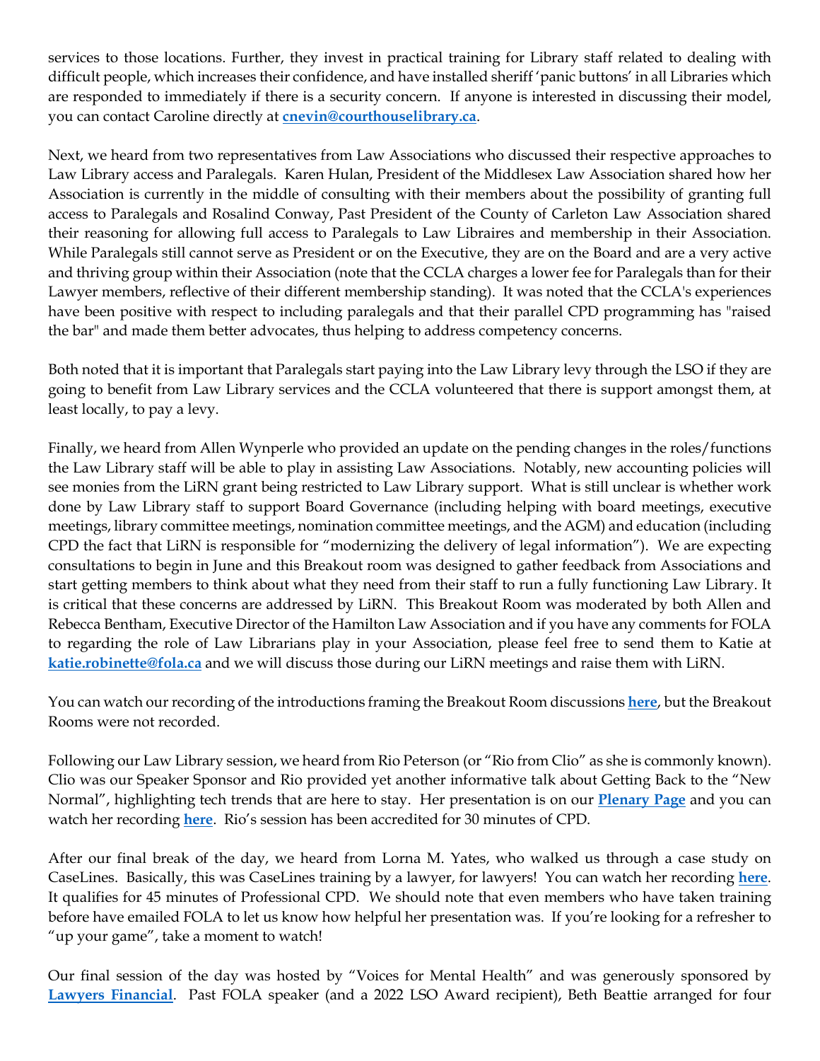services to those locations. Further, they invest in practical training for Library staff related to dealing with difficult people, which increases their confidence, and have installed sheriff 'panic buttons' in all Libraries which are responded to immediately if there is a security concern. If anyone is interested in discussing their model, you can contact Caroline directly at **[cnevin@courthouselibrary.ca](mailto:cnevin@courthouselibrary.ca)**.

Next, we heard from two representatives from Law Associations who discussed their respective approaches to Law Library access and Paralegals. Karen Hulan, President of the Middlesex Law Association shared how her Association is currently in the middle of consulting with their members about the possibility of granting full access to Paralegals and Rosalind Conway, Past President of the County of Carleton Law Association shared their reasoning for allowing full access to Paralegals to Law Libraires and membership in their Association. While Paralegals still cannot serve as President or on the Executive, they are on the Board and are a very active and thriving group within their Association (note that the CCLA charges a lower fee for Paralegals than for their Lawyer members, reflective of their different membership standing). It was noted that the CCLA's experiences have been positive with respect to including paralegals and that their parallel CPD programming has "raised the bar" and made them better advocates, thus helping to address competency concerns.

Both noted that it is important that Paralegals start paying into the Law Library levy through the LSO if they are going to benefit from Law Library services and the CCLA volunteered that there is support amongst them, at least locally, to pay a levy.

Finally, we heard from Allen Wynperle who provided an update on the pending changes in the roles/functions the Law Library staff will be able to play in assisting Law Associations. Notably, new accounting policies will see monies from the LiRN grant being restricted to Law Library support. What is still unclear is whether work done by Law Library staff to support Board Governance (including helping with board meetings, executive meetings, library committee meetings, nomination committee meetings, and the AGM) and education (including CPD the fact that LiRN is responsible for "modernizing the delivery of legal information"). We are expecting consultations to begin in June and this Breakout room was designed to gather feedback from Associations and start getting members to think about what they need from their staff to run a fully functioning Law Library. It is critical that these concerns are addressed by LiRN. This Breakout Room was moderated by both Allen and Rebecca Bentham, Executive Director of the Hamilton Law Association and if you have any comments for FOLA to regarding the role of Law Librarians play in your Association, please feel free to send them to Katie at **[katie.robinette@fola.ca](mailto:katie.robinette@fola.ca)** and we will discuss those during our LiRN meetings and raise them with LiRN.

You can watch our recording of the introductions framing the Breakout Room discussions **here**, but the Breakout Rooms were not recorded.

Following our Law Library session, we heard from Rio Peterson (or "Rio from Clio" as she is commonly known). Clio was our Speaker Sponsor and Rio provided yet another informative talk about Getting Back to the "New Normal", highlighting tech trends that are here to stay. Her presentation is on our **Plenary Page** and you can watch her recording **here**. Rio's session has been accredited for 30 minutes of CPD.

After our final break of the day, we heard from Lorna M. Yates, who walked us through a case study on CaseLines. Basically, this was CaseLines training by a lawyer, for lawyers! You can watch her recording **here**. It qualifies for 45 minutes of Professional CPD. We should note that even members who have taken training before have emailed FOLA to let us know how helpful her presentation was. If you're looking for a refresher to "up your game", take a moment to watch!

Our final session of the day was hosted by "Voices for Mental Health" and was generously sponsored by **Lawyers Financial**. Past FOLA speaker (and a 2022 LSO Award recipient), Beth Beattie arranged for four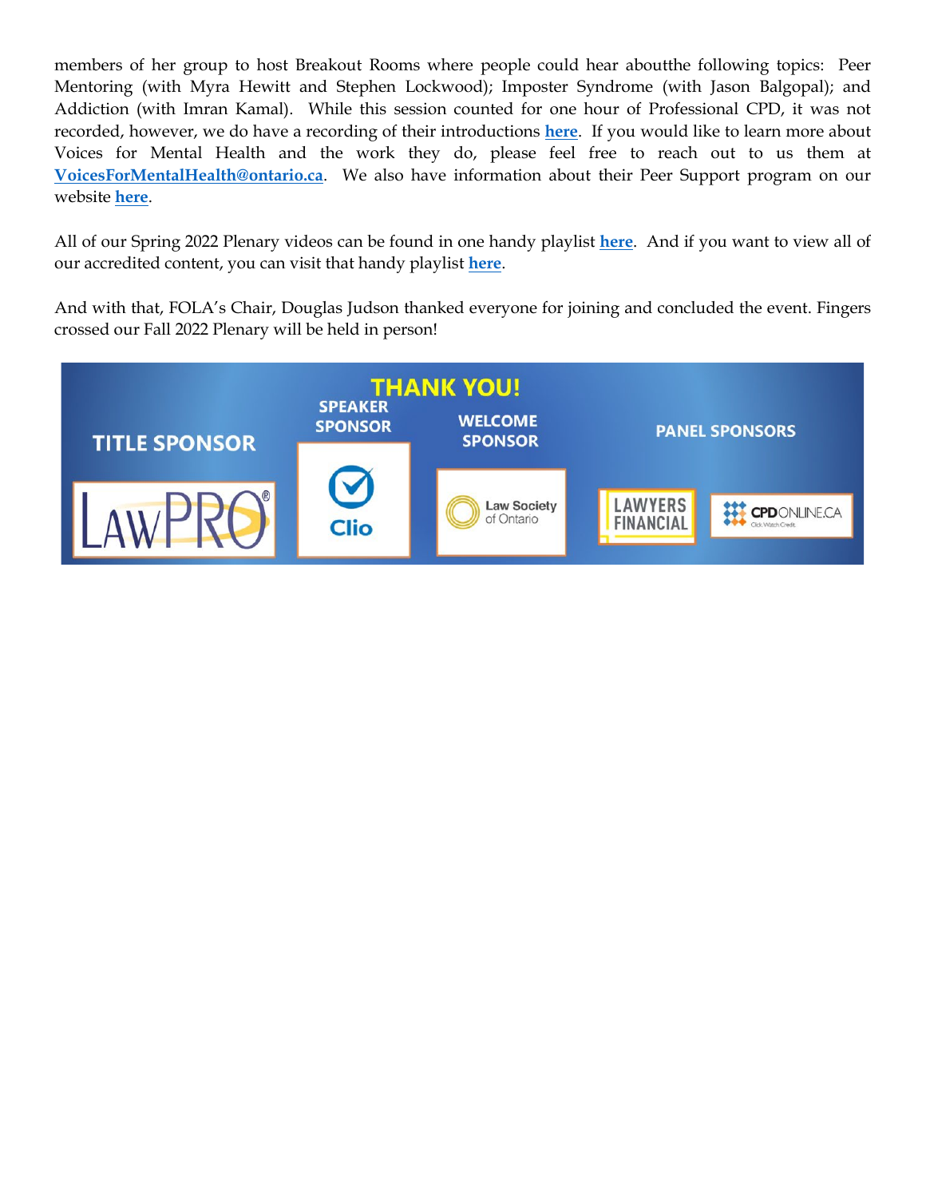members of her group to host Breakout Rooms where people could hear aboutthe following topics: Peer Mentoring (with Myra Hewitt and Stephen Lockwood); Imposter Syndrome (with Jason Balgopal); and Addiction (with Imran Kamal). While this session counted for one hour of Professional CPD, it was not recorded, however, we do have a recording of their introductions **here**. If you would like to learn more about Voices for Mental Health and the work they do, please feel free to reach out to us them at **VoicesForMentalHealth@ontario.ca**. We also have information about their Peer Support program on our website **here**.

All of our Spring 2022 Plenary videos can be found in one handy playlist **here**. And if you want to view all of our accredited content, you can visit that handy playlist **here**.

And with that, FOLA's Chair, Douglas Judson thanked everyone for joining and concluded the event. Fingers crossed our Fall 2022 Plenary will be held in person!

THANK YOU!

TITLE SPONSOR

LAWPRO

SPEAKER SPONSOR

Clio

WELCOME SPONSOR

Law Society of Ontario

PANEL SPONSORS

LAWYERS FINANCIAL

CPDONLINE.CA